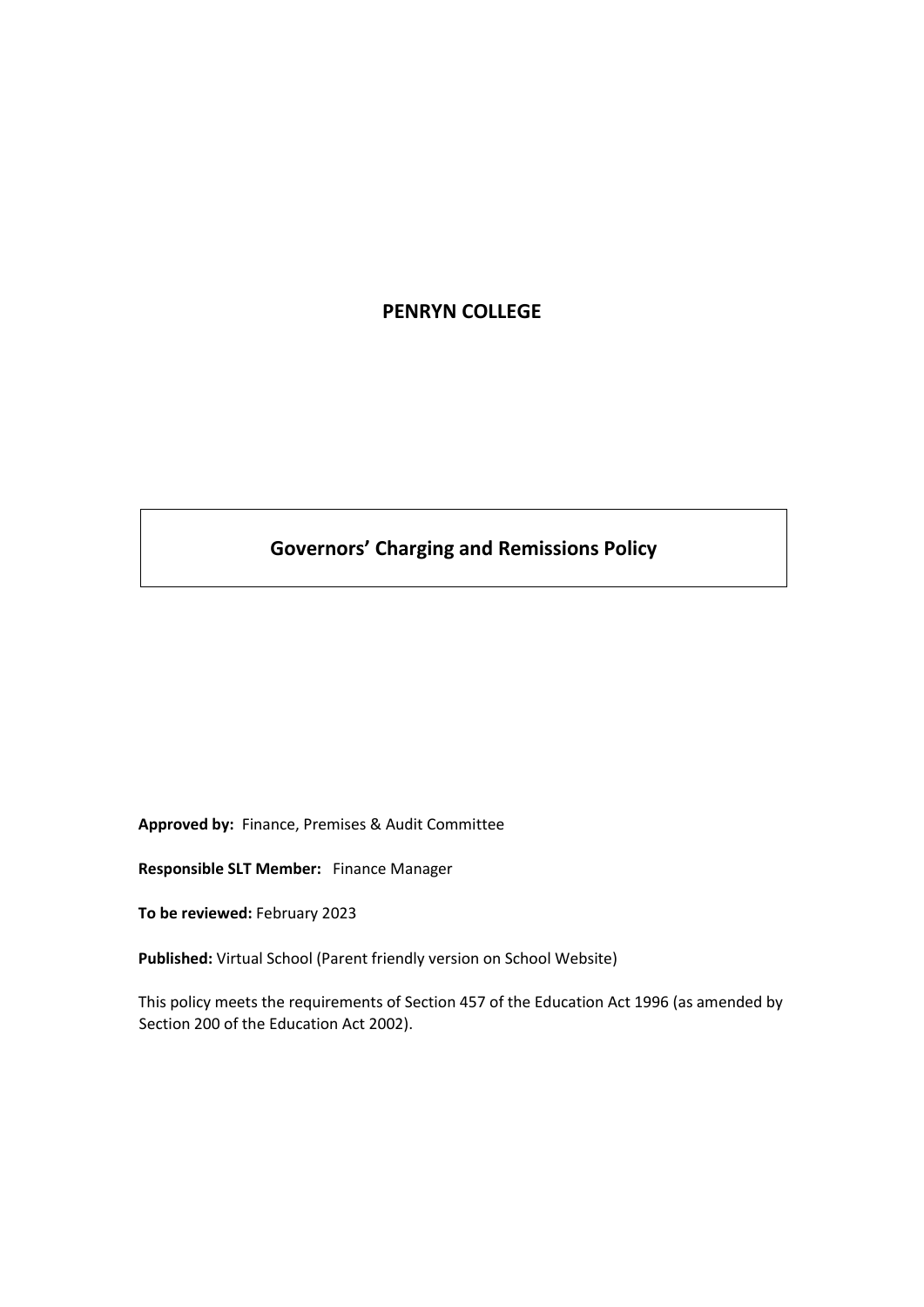# PENRYN COLLEGE

## Governors' Charging and Remissions Policy

**Approved by:** Finance, Premises & Audit Committee

**Responsible SLT Member:** Finance Manager

**To be reviewed:** February 2023

**Published:** Virtual School (Parent friendly version on School Website)

This policy meets the requirements of Section 457 of the Education Act 1996 (as amended by Section 200 of the Education Act 2002).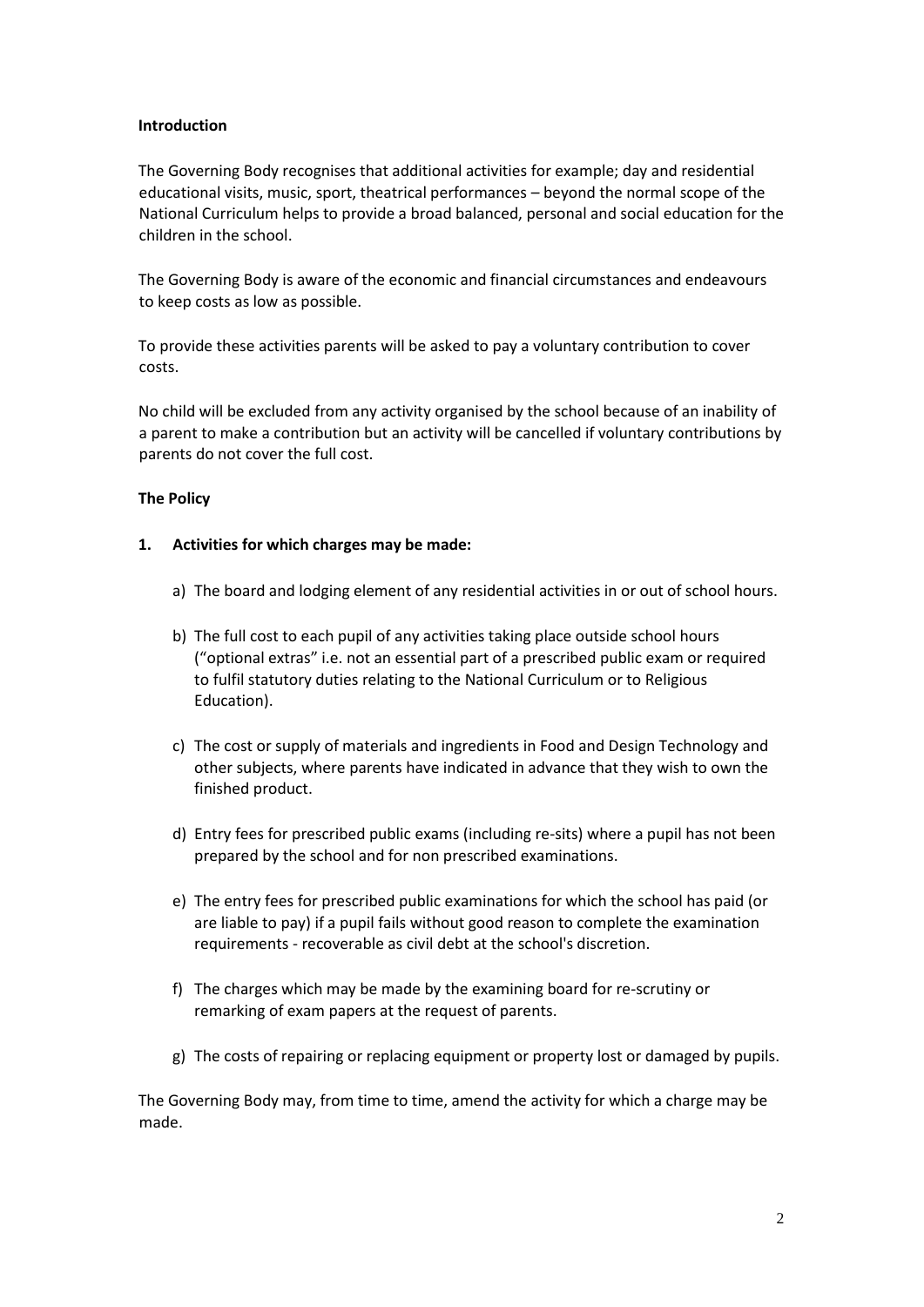**Introduction**

The Governing Body recognises that additional activities for example; day and residential educational visits, music, sport, theatrical performances – beyond the normal scope of the National Curriculum helps to provide a broad balanced, personal and social education for the children in the school.

The Governing Body is aware of the economic and financial circumstances and endeavours to keep costs as low as possible.

To provide these activities parents will be asked to pay a voluntary contribution to cover costs.

No child will be excluded from any activity organised by the school because of an inability of a parent to make a contribution but an activity will be cancelled if voluntary contributions by parents do not cover the full cost.

**The Policy**

**1. Activities for which charges may be made:**

a) The board and lodging element of any residential activities in or out of school hours.

b) The full cost to each pupil of any activities taking place outside school hours ("optional extras" i.e. not an essential part of a prescribed public exam or required to fulfil statutory duties relating to the National Curriculum or to Religious Education).

c) The cost or supply of materials and ingredients in Food and Design Technology and other subjects, where parents have indicated in advance that they wish to own the finished product.

d) Entry fees for prescribed public exams (including re-sits) where a pupil has not been prepared by the school and for non prescribed examinations.

e) The entry fees for prescribed public examinations for which the school has paid (or are liable to pay) if a pupil fails without good reason to complete the examination requirements - recoverable as civil debt at the school's discretion.

f) The charges which may be made by the examining board for re-scrutiny or remarking of exam papers at the request of parents.

g) The costs of repairing or replacing equipment or property lost or damaged by pupils.

The Governing Body may, from time to time, amend the activity for which a charge may be made.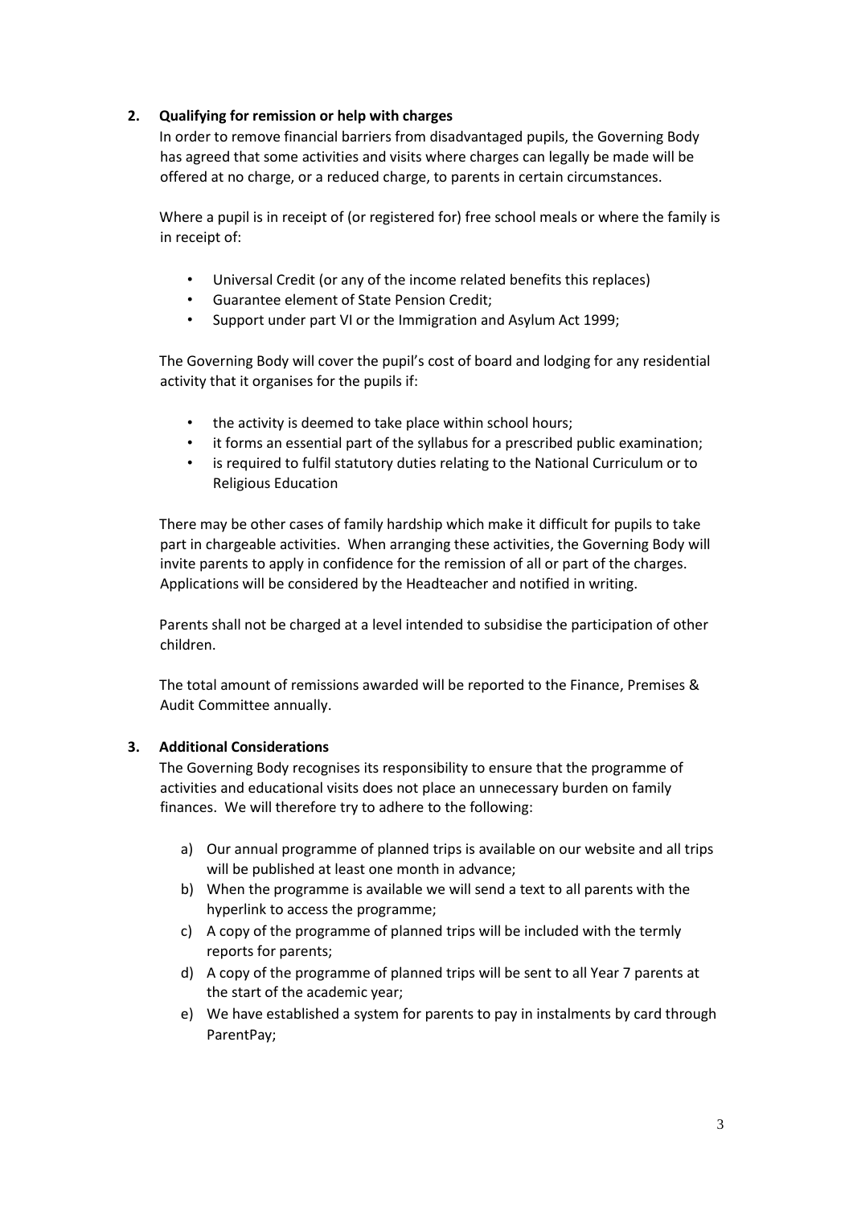## 2. Qualifying for remission or help with charges

In order to remove financial barriers from disadvantaged pupils, the Governing Body has agreed that some activities and visits where charges can legally be made will be offered at no charge, or a reduced charge, to parents in certain circumstances.

Where a pupil is in receipt of (or registered for) free school meals or where the family is in receipt of:

- Universal Credit (or any of the income related benefits this replaces)
- Guarantee element of State Pension Credit;
- Support under part VI or the Immigration and Asylum Act 1999;

The Governing Body will cover the pupil's cost of board and lodging for any residential activity that it organises for the pupils if:

- the activity is deemed to take place within school hours;
- it forms an essential part of the syllabus for a prescribed public examination;
- is required to fulfil statutory duties relating to the National Curriculum or to Religious Education

There may be other cases of family hardship which make it difficult for pupils to take part in chargeable activities. When arranging these activities, the Governing Body will invite parents to apply in confidence for the remission of all or part of the charges. Applications will be considered by the Headteacher and notified in writing.

Parents shall not be charged at a level intended to subsidise the participation of other children.

The total amount of remissions awarded will be reported to the Finance, Premises & Audit Committee annually.

## 3. Additional Considerations

The Governing Body recognises its responsibility to ensure that the programme of activities and educational visits does not place an unnecessary burden on family finances. We will therefore try to adhere to the following:

a) Our annual programme of planned trips is available on our website and all trips will be published at least one month in advance;
b) When the programme is available we will send a text to all parents with the hyperlink to access the programme;
c) A copy of the programme of planned trips will be included with the termly reports for parents;
d) A copy of the programme of planned trips will be sent to all Year 7 parents at the start of the academic year;
e) We have established a system for parents to pay in instalments by card through ParentPay;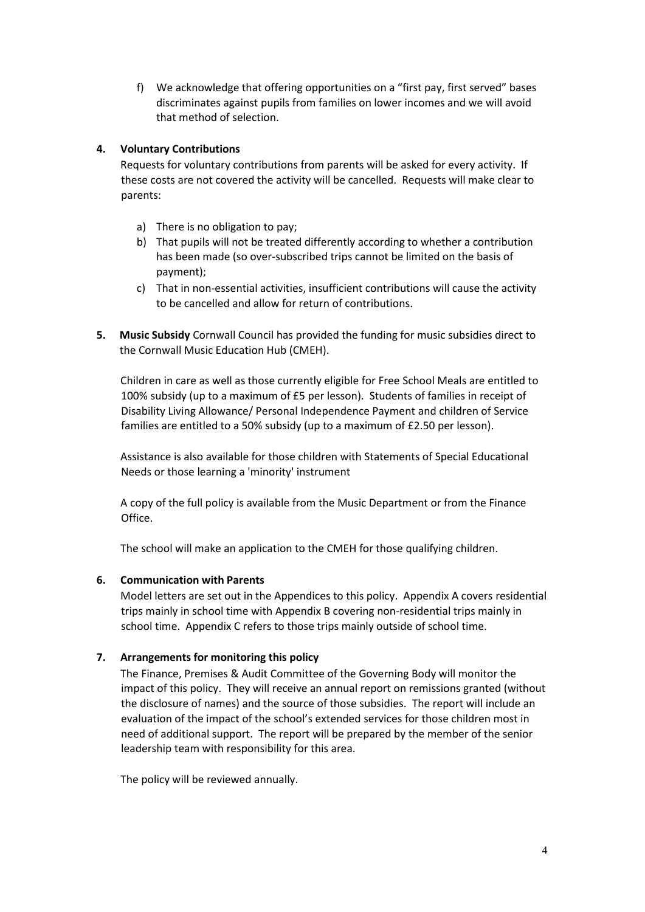f) We acknowledge that offering opportunities on a "first pay, first served" bases discriminates against pupils from families on lower incomes and we will avoid that method of selection.

## 4. Voluntary Contributions

Requests for voluntary contributions from parents will be asked for every activity. If these costs are not covered the activity will be cancelled. Requests will make clear to parents:

a) There is no obligation to pay;
b) That pupils will not be treated differently according to whether a contribution has been made (so over-subscribed trips cannot be limited on the basis of payment);
c) That in non-essential activities, insufficient contributions will cause the activity to be cancelled and allow for return of contributions.

## 5. Music Subsidy

**Music Subsidy** Cornwall Council has provided the funding for music subsidies direct to the Cornwall Music Education Hub (CMEH).

Children in care as well as those currently eligible for Free School Meals are entitled to 100% subsidy (up to a maximum of £5 per lesson). Students of families in receipt of Disability Living Allowance/ Personal Independence Payment and children of Service families are entitled to a 50% subsidy (up to a maximum of £2.50 per lesson).

Assistance is also available for those children with Statements of Special Educational Needs or those learning a 'minority' instrument

A copy of the full policy is available from the Music Department or from the Finance Office.

The school will make an application to the CMEH for those qualifying children.

## 6. Communication with Parents

Model letters are set out in the Appendices to this policy. Appendix A covers residential trips mainly in school time with Appendix B covering non-residential trips mainly in school time. Appendix C refers to those trips mainly outside of school time.

## 7. Arrangements for monitoring this policy

The Finance, Premises & Audit Committee of the Governing Body will monitor the impact of this policy. They will receive an annual report on remissions granted (without the disclosure of names) and the source of those subsidies. The report will include an evaluation of the impact of the school's extended services for those children most in need of additional support. The report will be prepared by the member of the senior leadership team with responsibility for this area.

The policy will be reviewed annually.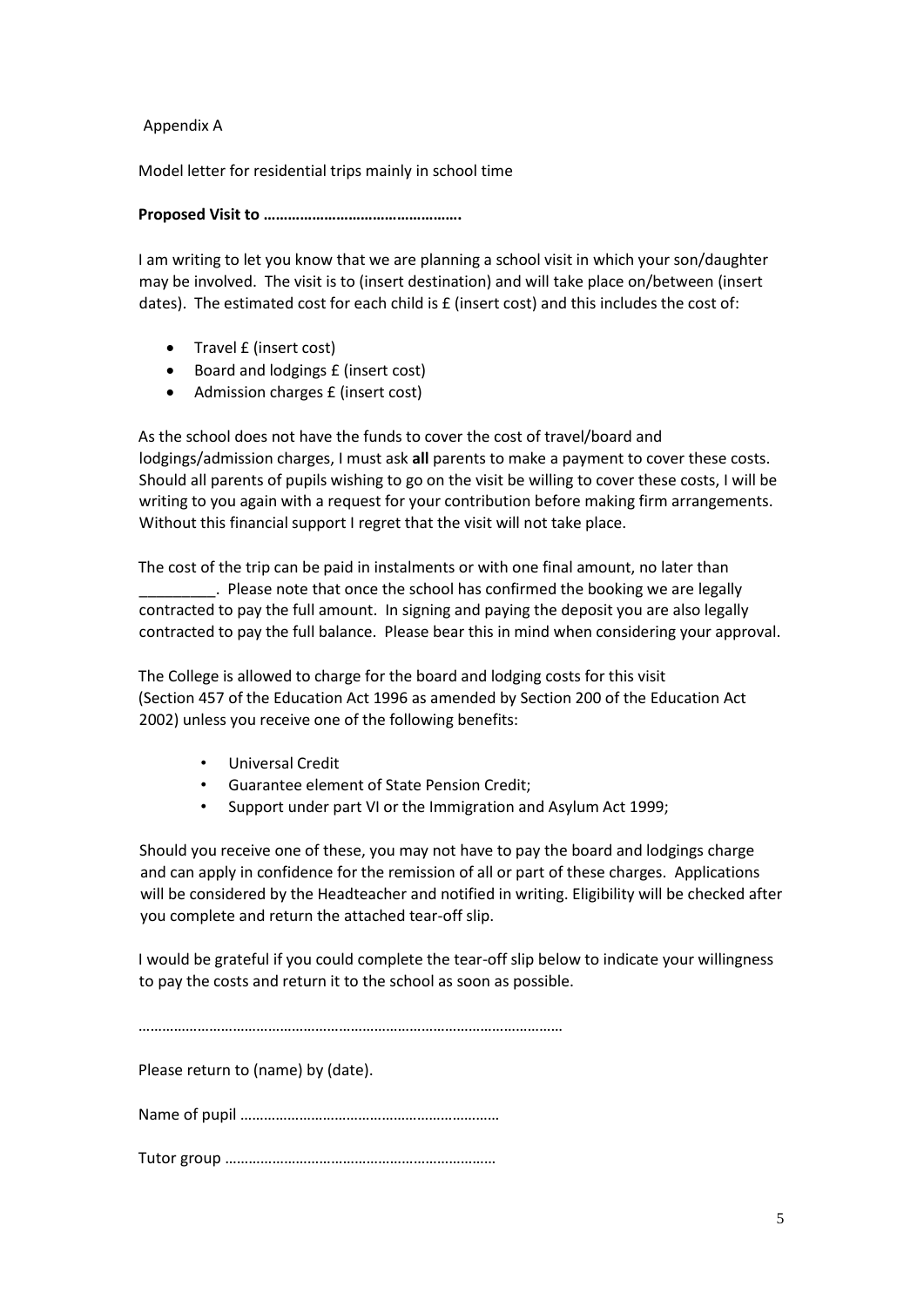Appendix A

Model letter for residential trips mainly in school time

**Proposed Visit to ……………………………………….**

I am writing to let you know that we are planning a school visit in which your son/daughter may be involved. The visit is to (insert destination) and will take place on/between (insert dates). The estimated cost for each child is £ (insert cost) and this includes the cost of:

- Travel £ (insert cost)
- Board and lodgings £ (insert cost)
- Admission charges £ (insert cost)

As the school does not have the funds to cover the cost of travel/board and lodgings/admission charges, I must ask **all** parents to make a payment to cover these costs. Should all parents of pupils wishing to go on the visit be willing to cover these costs, I will be writing to you again with a request for your contribution before making firm arrangements. Without this financial support I regret that the visit will not take place.

The cost of the trip can be paid in instalments or with one final amount, no later than _________. Please note that once the school has confirmed the booking we are legally contracted to pay the full amount. In signing and paying the deposit you are also legally contracted to pay the full balance. Please bear this in mind when considering your approval.

The College is allowed to charge for the board and lodging costs for this visit (Section 457 of the Education Act 1996 as amended by Section 200 of the Education Act 2002) unless you receive one of the following benefits:

- Universal Credit
- Guarantee element of State Pension Credit;
- Support under part VI or the Immigration and Asylum Act 1999;

Should you receive one of these, you may not have to pay the board and lodgings charge and can apply in confidence for the remission of all or part of these charges. Applications will be considered by the Headteacher and notified in writing. Eligibility will be checked after you complete and return the attached tear-off slip.

I would be grateful if you could complete the tear-off slip below to indicate your willingness to pay the costs and return it to the school as soon as possible.

…………………………………………………………………………………………

Please return to (name) by (date).

Name of pupil …………………………………………………………

Tutor group ……………………………………………………………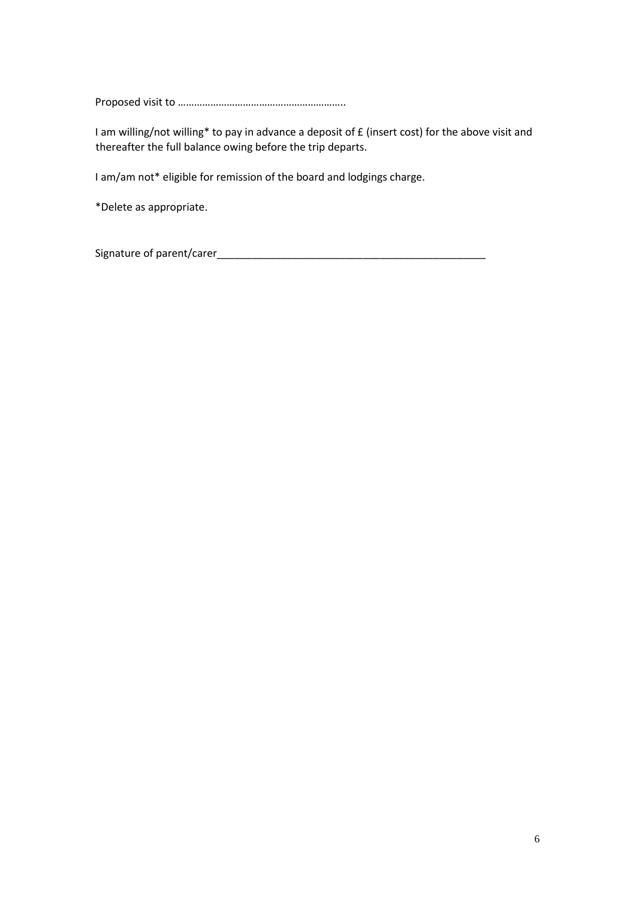Proposed visit to …………………………………………………..

I am willing/not willing* to pay in advance a deposit of £ (insert cost) for the above visit and thereafter the full balance owing before the trip departs.

I am/am not* eligible for remission of the board and lodgings charge.

*Delete as appropriate.

Signature of parent/carer_______________________________________________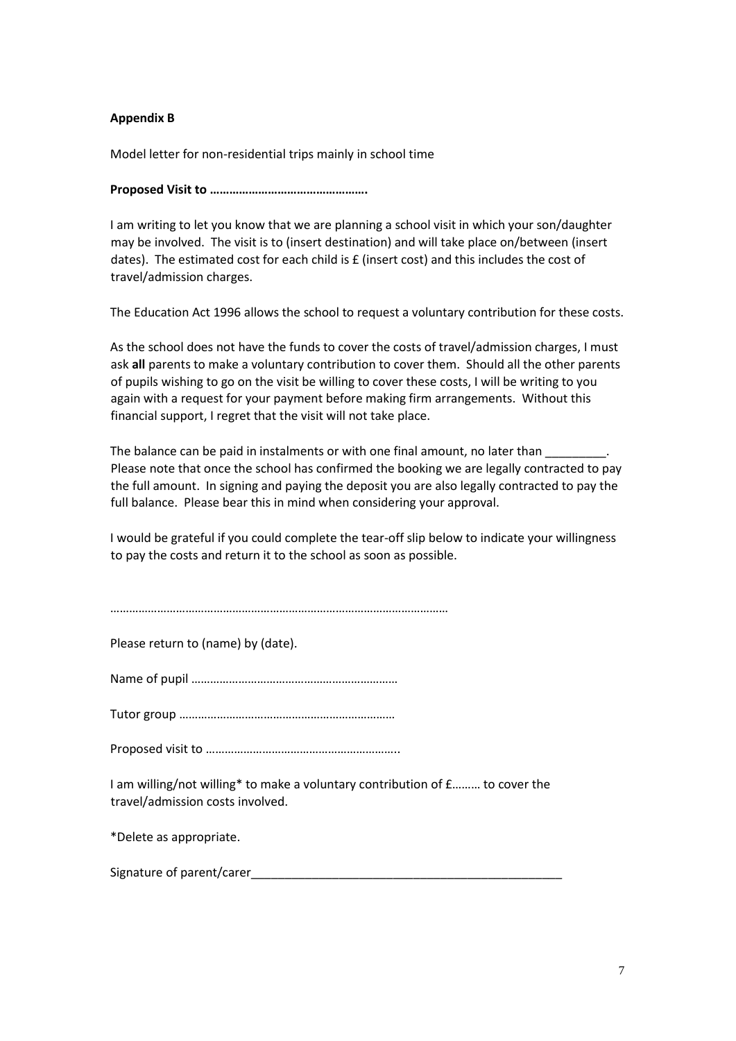**Appendix B**

Model letter for non-residential trips mainly in school time

**Proposed Visit to ………………………………………….**

I am writing to let you know that we are planning a school visit in which your son/daughter may be involved. The visit is to (insert destination) and will take place on/between (insert dates). The estimated cost for each child is £ (insert cost) and this includes the cost of travel/admission charges.

The Education Act 1996 allows the school to request a voluntary contribution for these costs.

As the school does not have the funds to cover the costs of travel/admission charges, I must ask **all** parents to make a voluntary contribution to cover them. Should all the other parents of pupils wishing to go on the visit be willing to cover these costs, I will be writing to you again with a request for your payment before making firm arrangements. Without this financial support, I regret that the visit will not take place.

The balance can be paid in instalments or with one final amount, no later than _________. Please note that once the school has confirmed the booking we are legally contracted to pay the full amount. In signing and paying the deposit you are also legally contracted to pay the full balance. Please bear this in mind when considering your approval.

I would be grateful if you could complete the tear-off slip below to indicate your willingness to pay the costs and return it to the school as soon as possible.

………………………………………………………………………………………………

Please return to (name) by (date).

Name of pupil ………………………………………………………

Tutor group …………………………………………………………

Proposed visit to …………………………………………………..

I am willing/not willing* to make a voluntary contribution of £……… to cover the travel/admission costs involved.

*Delete as appropriate.

Signature of parent/carer_______________________________________________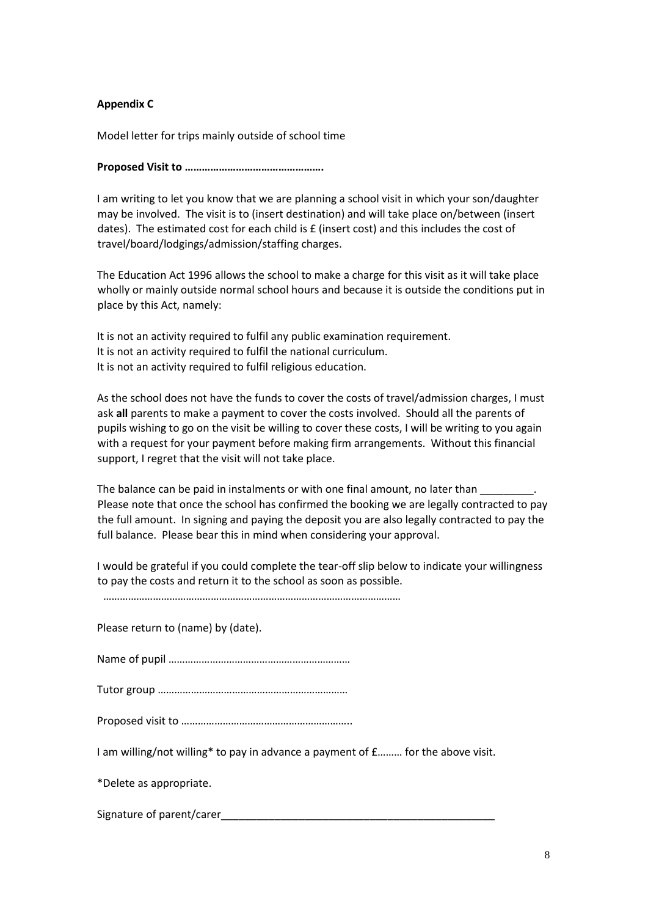**Appendix C**

Model letter for trips mainly outside of school time

**Proposed Visit to ………………………………………….**

I am writing to let you know that we are planning a school visit in which your son/daughter may be involved. The visit is to (insert destination) and will take place on/between (insert dates). The estimated cost for each child is £ (insert cost) and this includes the cost of travel/board/lodgings/admission/staffing charges.

The Education Act 1996 allows the school to make a charge for this visit as it will take place wholly or mainly outside normal school hours and because it is outside the conditions put in place by this Act, namely:

It is not an activity required to fulfil any public examination requirement.
It is not an activity required to fulfil the national curriculum.
It is not an activity required to fulfil religious education.

As the school does not have the funds to cover the costs of travel/admission charges, I must ask **all** parents to make a payment to cover the costs involved. Should all the parents of pupils wishing to go on the visit be willing to cover these costs, I will be writing to you again with a request for your payment before making firm arrangements. Without this financial support, I regret that the visit will not take place.

The balance can be paid in instalments or with one final amount, no later than _________. Please note that once the school has confirmed the booking we are legally contracted to pay the full amount. In signing and paying the deposit you are also legally contracted to pay the full balance. Please bear this in mind when considering your approval.

I would be grateful if you could complete the tear-off slip below to indicate your willingness to pay the costs and return it to the school as soon as possible.

………………………………………………………………………………………………

Please return to (name) by (date).

Name of pupil …………………………………………………………

Tutor group ……………………………………………………………

Proposed visit to ……………………………………………………..

I am willing/not willing* to pay in advance a payment of £……… for the above visit.

*Delete as appropriate.

Signature of parent/carer_______________________________________________